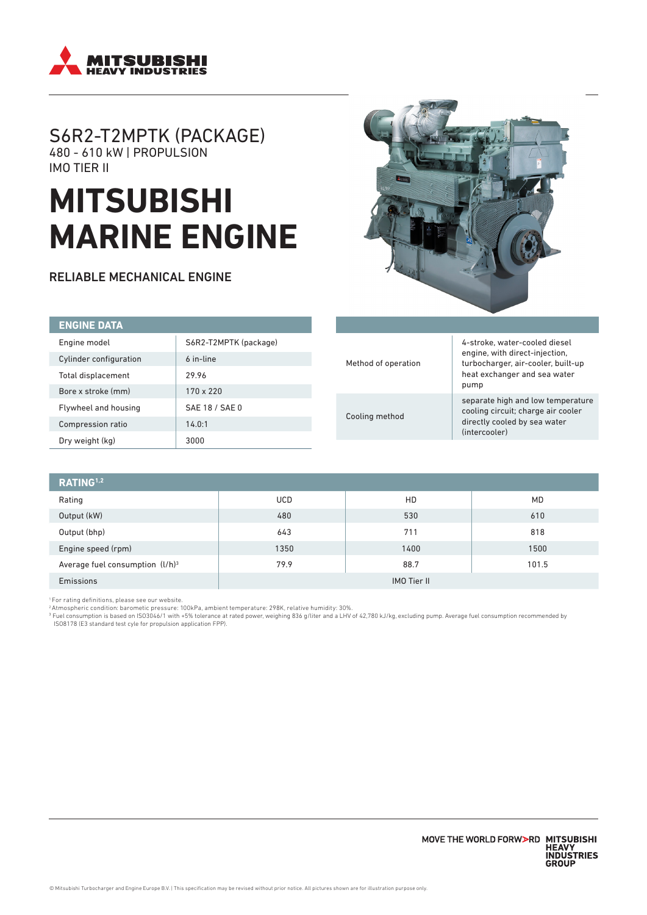# S6R2-T2MPTK (PACKAGE)

480 - 610 kW | PROPULSION

IMO TIER II

# MITSUBISHI MARINE ENGINE

## RELIABLE MECHANICAL ENGINE

| ENGINE DATA | |
|---|---|
| Engine model | S6R2-T2MPTK (package) |
| Cylinder configuration | 6 in-line |
| Total displacement | 29.96 |
| Bore x stroke (mm) | 170 x 220 |
| Flywheel and housing | SAE 18 / SAE 0 |
| Compression ratio | 14.0:1 |
| Dry weight (kg) | 3000 |

| | |
|---|---|
| Method of operation | 4-stroke, water-cooled diesel engine, with direct-injection, turbocharger, air-cooler, built-up heat exchanger and sea water pump |
| Cooling method | separate high and low temperature cooling circuit; charge air cooler directly cooled by sea water (intercooler) |

| RATING[1,2] | | | |
|---|---|---|---|
| Rating | UCD | HD | MD |
| Output (kW) | 480 | 530 | 610 |
| Output (bhp) | 643 | 711 | 818 |
| Engine speed (rpm) | 1350 | 1400 | 1500 |
| Average fuel consumption (l/h)[3] | 79.9 | 88.7 | 101.5 |
| Emissions | IMO Tier II | | |

[1] For rating definitions, please see our website.
[2] Atmospheric condition: barometic pressure: 100kPa, ambient temperature: 298K, relative humidity: 30%.
[3] Fuel consumption is based on ISO3046/1 with +5% tolerance at rated power, weighing 836 g/liter and a LHV of 42,780 kJ/kg, excluding pump. Average fuel consumption recommended by ISO8178 (E3 standard test cyle for propulsion application FPP).

MOVE THE WORLD FORWARD MITSUBISHI HEAVY INDUSTRIES GROUP

© Mitsubishi Turbocharger and Engine Europe B.V. | This specification may be revised without prior notice. All pictures shown are for illustration purpose only.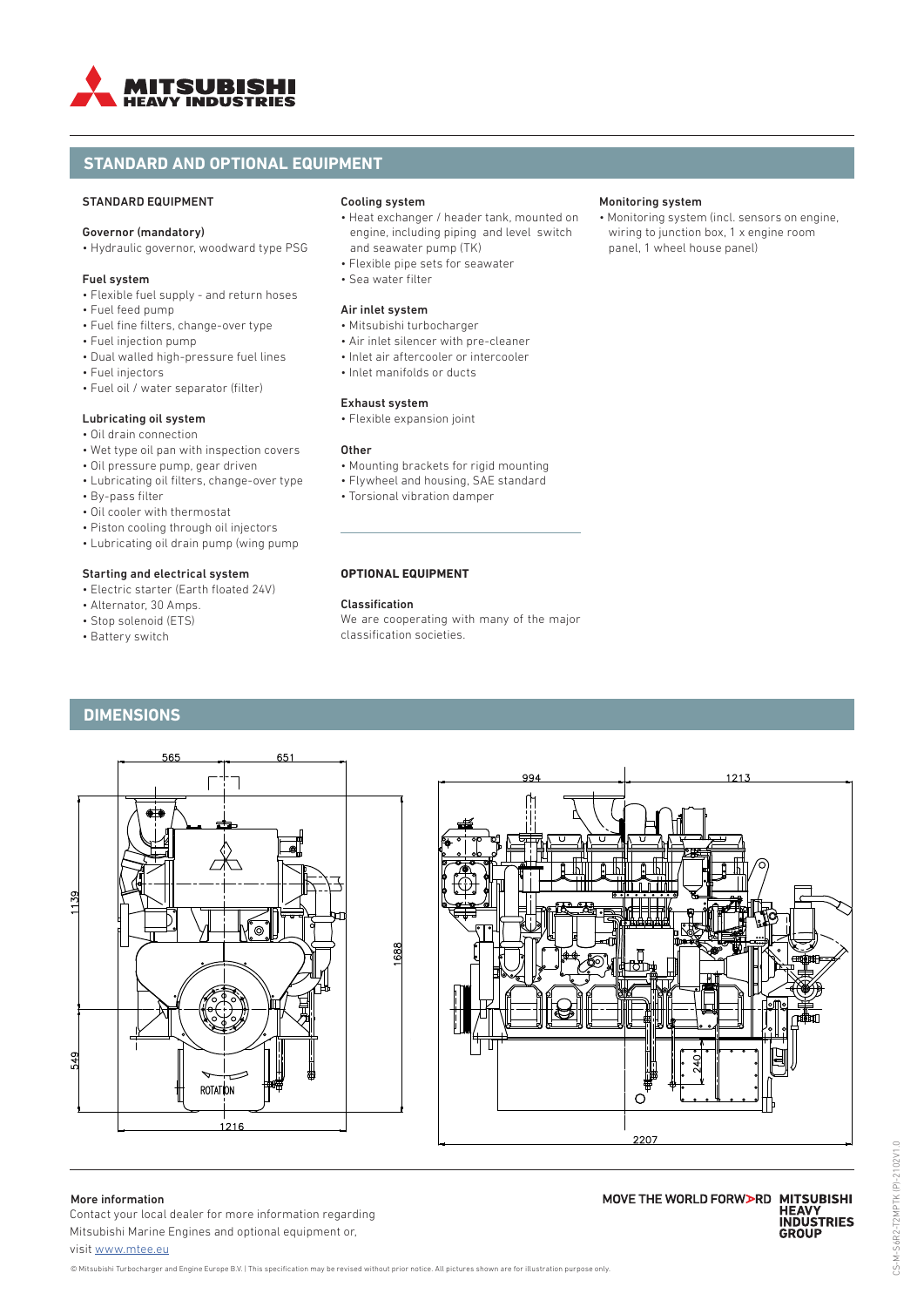## STANDARD AND OPTIONAL EQUIPMENT

### STANDARD EQUIPMENT

**Governor (mandatory)**
- Hydraulic governor, woodward type PSG

**Fuel system**
- Flexible fuel supply - and return hoses
- Fuel feed pump
- Fuel fine filters, change-over type
- Fuel injection pump
- Dual walled high-pressure fuel lines
- Fuel injectors
- Fuel oil / water separator (filter)

**Lubricating oil system**
- Oil drain connection
- Wet type oil pan with inspection covers
- Oil pressure pump, gear driven
- Lubricating oil filters, change-over type
- By-pass filter
- Oil cooler with thermostat
- Piston cooling through oil injectors
- Lubricating oil drain pump (wing pump

**Starting and electrical system**
- Electric starter (Earth floated 24V)
- Alternator, 30 Amps.
- Stop solenoid (ETS)
- Battery switch

**Cooling system**
- Heat exchanger / header tank, mounted on engine, including piping and level switch and seawater pump (TK)
- Flexible pipe sets for seawater
- Sea water filter

**Air inlet system**
- Mitsubishi turbocharger
- Air inlet silencer with pre-cleaner
- Inlet air aftercooler or intercooler
- Inlet manifolds or ducts

**Exhaust system**
- Flexible expansion joint

**Other**
- Mounting brackets for rigid mounting
- Flywheel and housing, SAE standard
- Torsional vibration damper

**Monitoring system**
- Monitoring system (incl. sensors on engine, wiring to junction box, 1 x engine room panel, 1 wheel house panel)

### OPTIONAL EQUIPMENT

**Classification**

We are cooperating with many of the major classification societies.

## DIMENSIONS

565
651
1139
549
1688
ROTATION
1216

994
1213
240
2207

**More information**

Contact your local dealer for more information regarding Mitsubishi Marine Engines and optional equipment or, visit www.mtee.eu

MOVE THE WORLD FORWARD MITSUBISHI HEAVY INDUSTRIES GROUP

© Mitsubishi Turbocharger and Engine Europe B.V. | This specification may be revised without prior notice. All pictures shown are for illustration purpose only.

CS-M-S6R2-T2MPTK (P)-2102V1.0